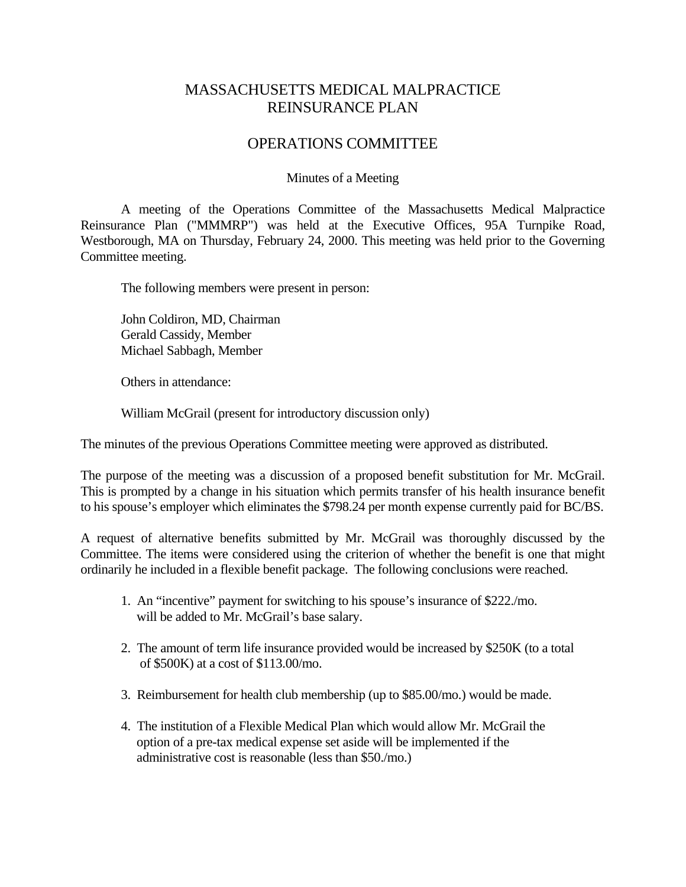# MASSACHUSETTS MEDICAL MALPRACTICE REINSURANCE PLAN

## OPERATIONS COMMITTEE

### Minutes of a Meeting

A meeting of the Operations Committee of the Massachusetts Medical Malpractice Reinsurance Plan ("MMMRP") was held at the Executive Offices, 95A Turnpike Road, Westborough, MA on Thursday, February 24, 2000. This meeting was held prior to the Governing Committee meeting.

The following members were present in person:

John Coldiron, MD, Chairman
Gerald Cassidy, Member
Michael Sabbagh, Member

Others in attendance:

William McGrail (present for introductory discussion only)

The minutes of the previous Operations Committee meeting were approved as distributed.

The purpose of the meeting was a discussion of a proposed benefit substitution for Mr. McGrail. This is prompted by a change in his situation which permits transfer of his health insurance benefit to his spouse's employer which eliminates the $798.24 per month expense currently paid for BC/BS.

A request of alternative benefits submitted by Mr. McGrail was thoroughly discussed by the Committee. The items were considered using the criterion of whether the benefit is one that might ordinarily he included in a flexible benefit package. The following conclusions were reached.

1. An "incentive" payment for switching to his spouse's insurance of $222./mo. will be added to Mr. McGrail's base salary.

2. The amount of term life insurance provided would be increased by $250K (to a total of $500K) at a cost of $113.00/mo.

3. Reimbursement for health club membership (up to $85.00/mo.) would be made.

4. The institution of a Flexible Medical Plan which would allow Mr. McGrail the option of a pre-tax medical expense set aside will be implemented if the administrative cost is reasonable (less than $50./mo.)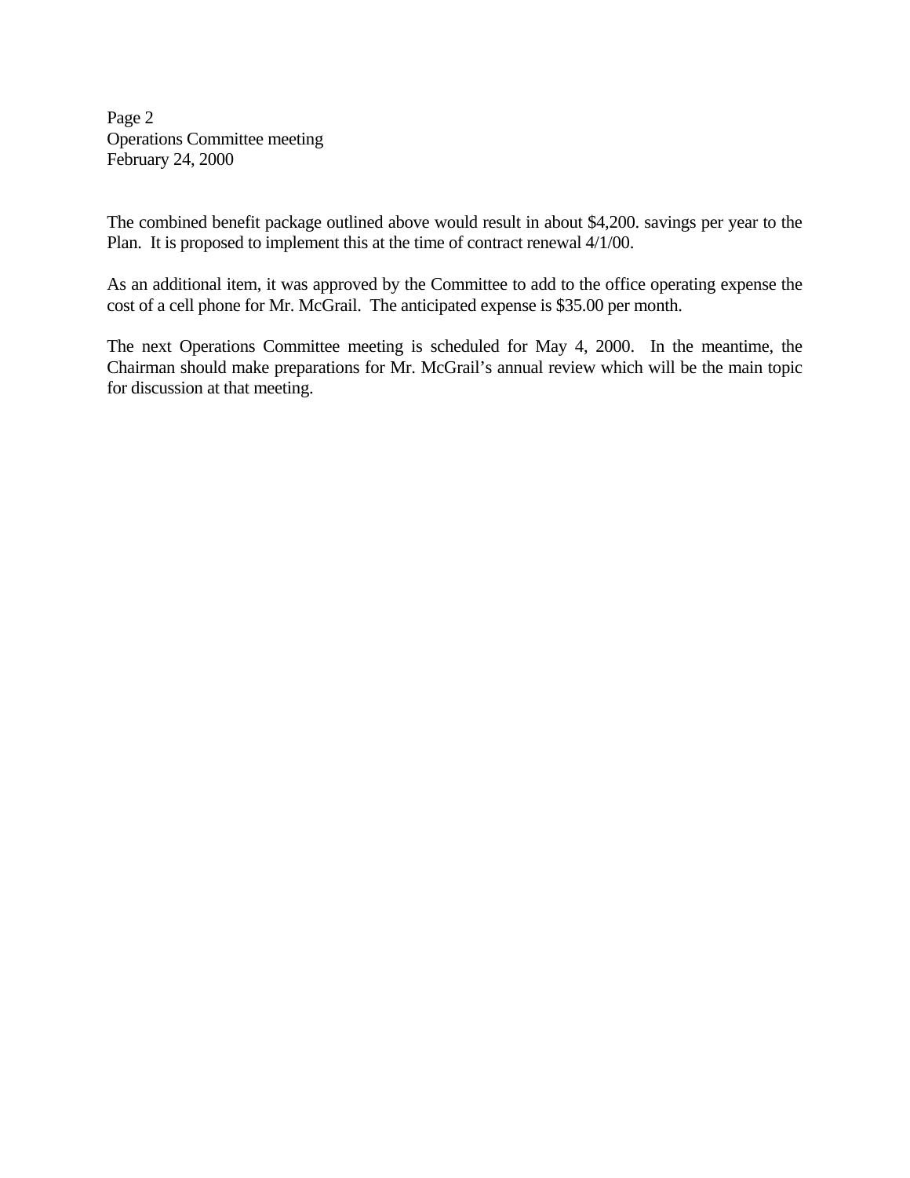The combined benefit package outlined above would result in about $4,200. savings per year to the Plan. It is proposed to implement this at the time of contract renewal 4/1/00.

As an additional item, it was approved by the Committee to add to the office operating expense the cost of a cell phone for Mr. McGrail. The anticipated expense is $35.00 per month.

The next Operations Committee meeting is scheduled for May 4, 2000. In the meantime, the Chairman should make preparations for Mr. McGrail's annual review which will be the main topic for discussion at that meeting.